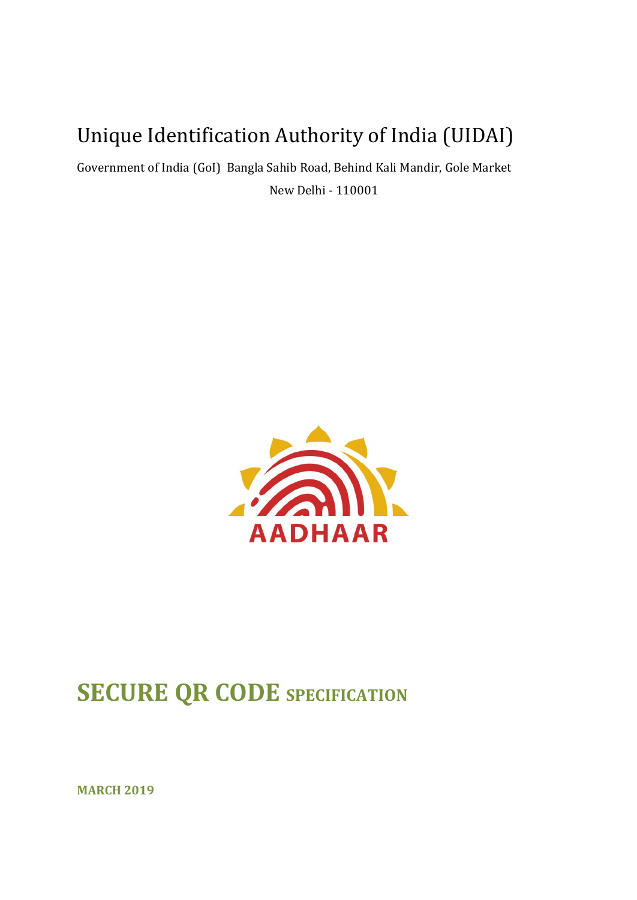# Unique Identification Authority of India (UIDAI)

Government of India (GoI) Bangla Sahib Road, Behind Kali Mandir, Gole Market

New Delhi - 110001

AADHAAR

# SECURE QR CODE SPECIFICATION

**MARCH 2019**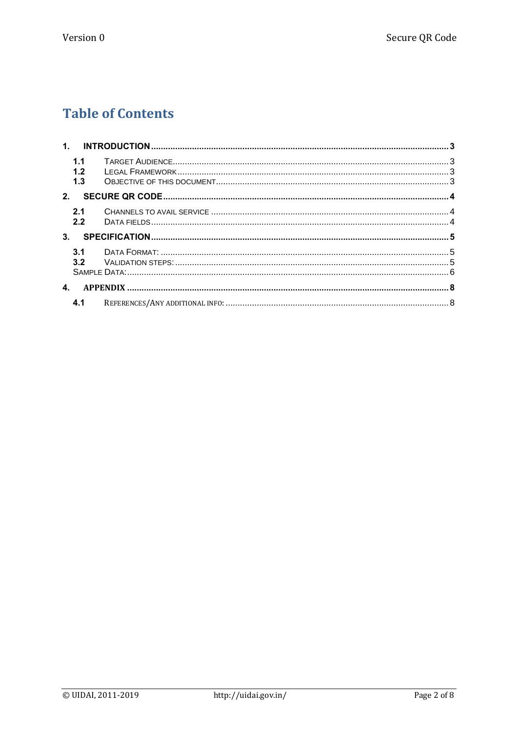# Table of Contents

**1. INTRODUCTION** ........ **3**

- 1.1 TARGET AUDIENCE ........ 3
- 1.2 LEGAL FRAMEWORK ........ 3
- 1.3 OBJECTIVE OF THIS DOCUMENT ........ 3

**2. SECURE QR CODE** ........ **4**

- 2.1 CHANNELS TO AVAIL SERVICE ........ 4
- 2.2 DATA FIELDS ........ 4

**3. SPECIFICATION** ........ **5**

- 3.1 DATA FORMAT: ........ 5
- 3.2 VALIDATION STEPS: ........ 5
- SAMPLE DATA: ........ 6

**4. APPENDIX** ........ **8**

- 4.1 REFERENCES/ANY ADDITIONAL INFO: ........ 8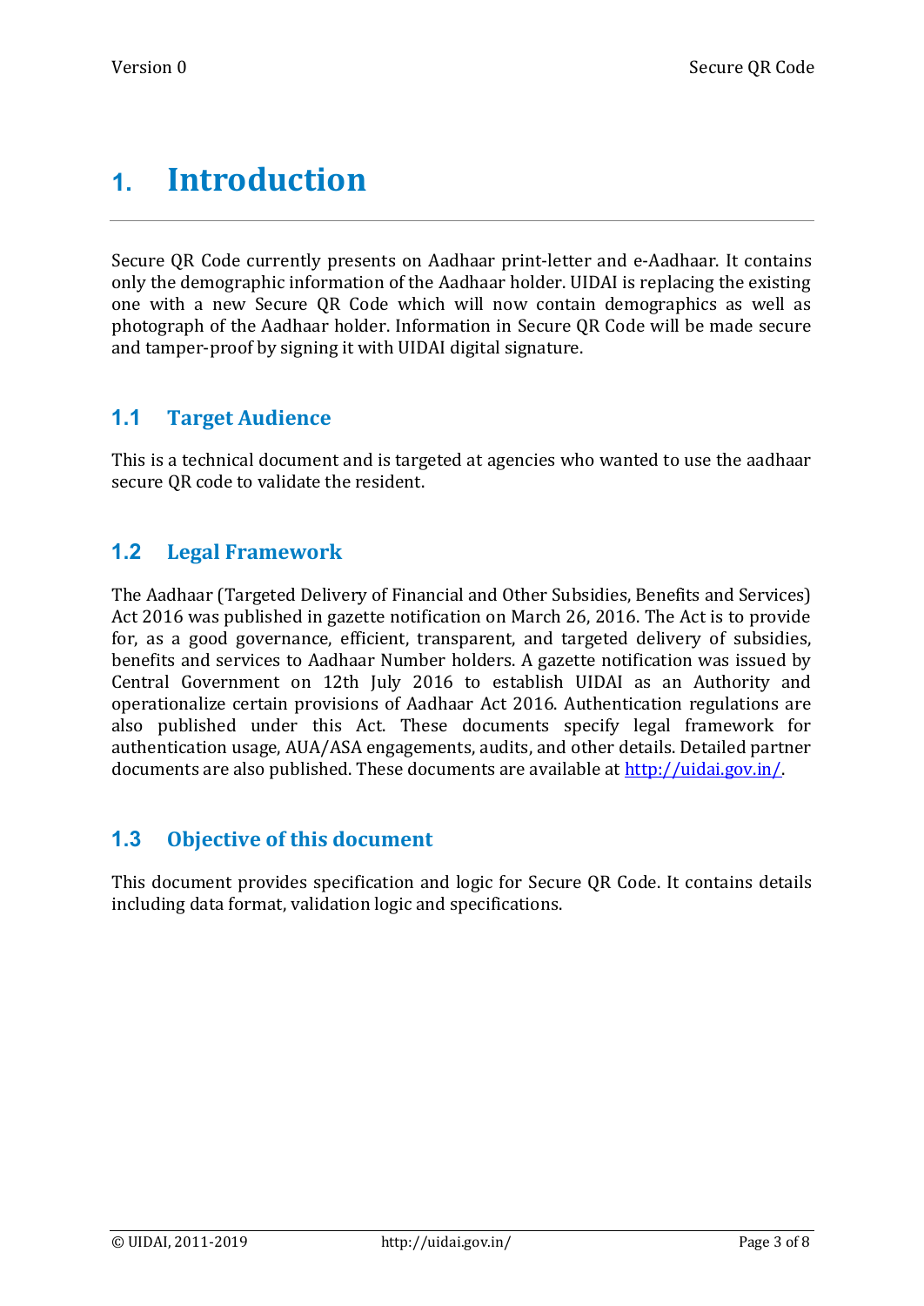# 1. Introduction

Secure QR Code currently presents on Aadhaar print-letter and e-Aadhaar. It contains only the demographic information of the Aadhaar holder. UIDAI is replacing the existing one with a new Secure QR Code which will now contain demographics as well as photograph of the Aadhaar holder. Information in Secure QR Code will be made secure and tamper-proof by signing it with UIDAI digital signature.

## 1.1 Target Audience

This is a technical document and is targeted at agencies who wanted to use the aadhaar secure QR code to validate the resident.

## 1.2 Legal Framework

The Aadhaar (Targeted Delivery of Financial and Other Subsidies, Benefits and Services) Act 2016 was published in gazette notification on March 26, 2016. The Act is to provide for, as a good governance, efficient, transparent, and targeted delivery of subsidies, benefits and services to Aadhaar Number holders. A gazette notification was issued by Central Government on 12th July 2016 to establish UIDAI as an Authority and operationalize certain provisions of Aadhaar Act 2016. Authentication regulations are also published under this Act. These documents specify legal framework for authentication usage, AUA/ASA engagements, audits, and other details. Detailed partner documents are also published. These documents are available at http://uidai.gov.in/.

## 1.3 Objective of this document

This document provides specification and logic for Secure QR Code. It contains details including data format, validation logic and specifications.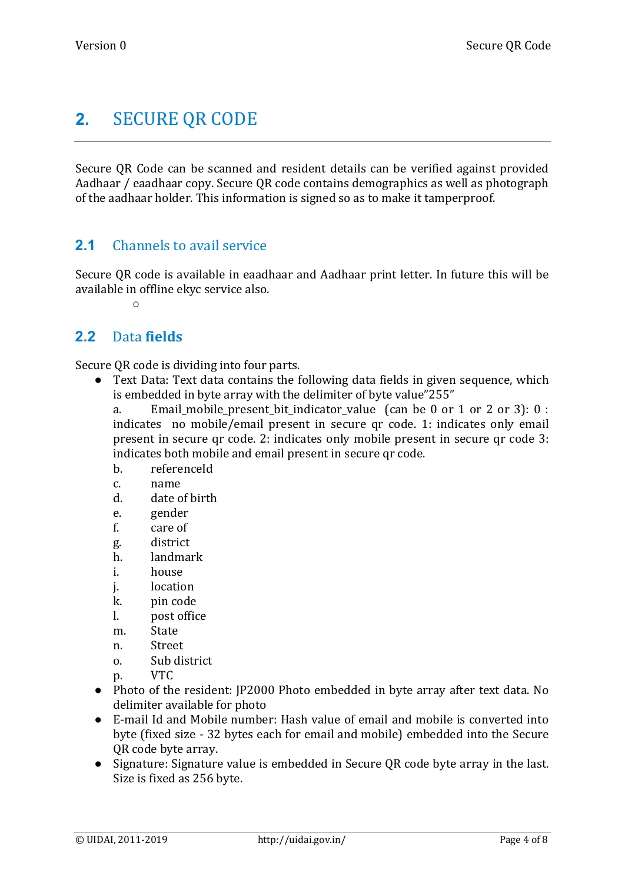# 2. SECURE QR CODE

Secure QR Code can be scanned and resident details can be verified against provided Aadhaar / eaadhaar copy. Secure QR code contains demographics as well as photograph of the aadhaar holder. This information is signed so as to make it tamperproof.

## 2.1 Channels to avail service

Secure QR code is available in eaadhaar and Aadhaar print letter. In future this will be available in offline ekyc service also.

◦

## 2.2 Data **fields**

Secure QR code is dividing into four parts.

- Text Data: Text data contains the following data fields in given sequence, which is embedded in byte array with the delimiter of byte value"255"

  a. Email_mobile_present_bit_indicator_value (can be 0 or 1 or 2 or 3): 0 : indicates no mobile/email present in secure qr code. 1: indicates only email present in secure qr code. 2: indicates only mobile present in secure qr code 3: indicates both mobile and email present in secure qr code.

  b. referenceId

  c. name

  d. date of birth

  e. gender

  f. care of

  g. district

  h. landmark

  i. house

  j. location

  k. pin code

  l. post office

  m. State

  n. Street

  o. Sub district

  p. VTC

- Photo of the resident: JP2000 Photo embedded in byte array after text data. No delimiter available for photo
- E-mail Id and Mobile number: Hash value of email and mobile is converted into byte (fixed size - 32 bytes each for email and mobile) embedded into the Secure QR code byte array.
- Signature: Signature value is embedded in Secure QR code byte array in the last. Size is fixed as 256 byte.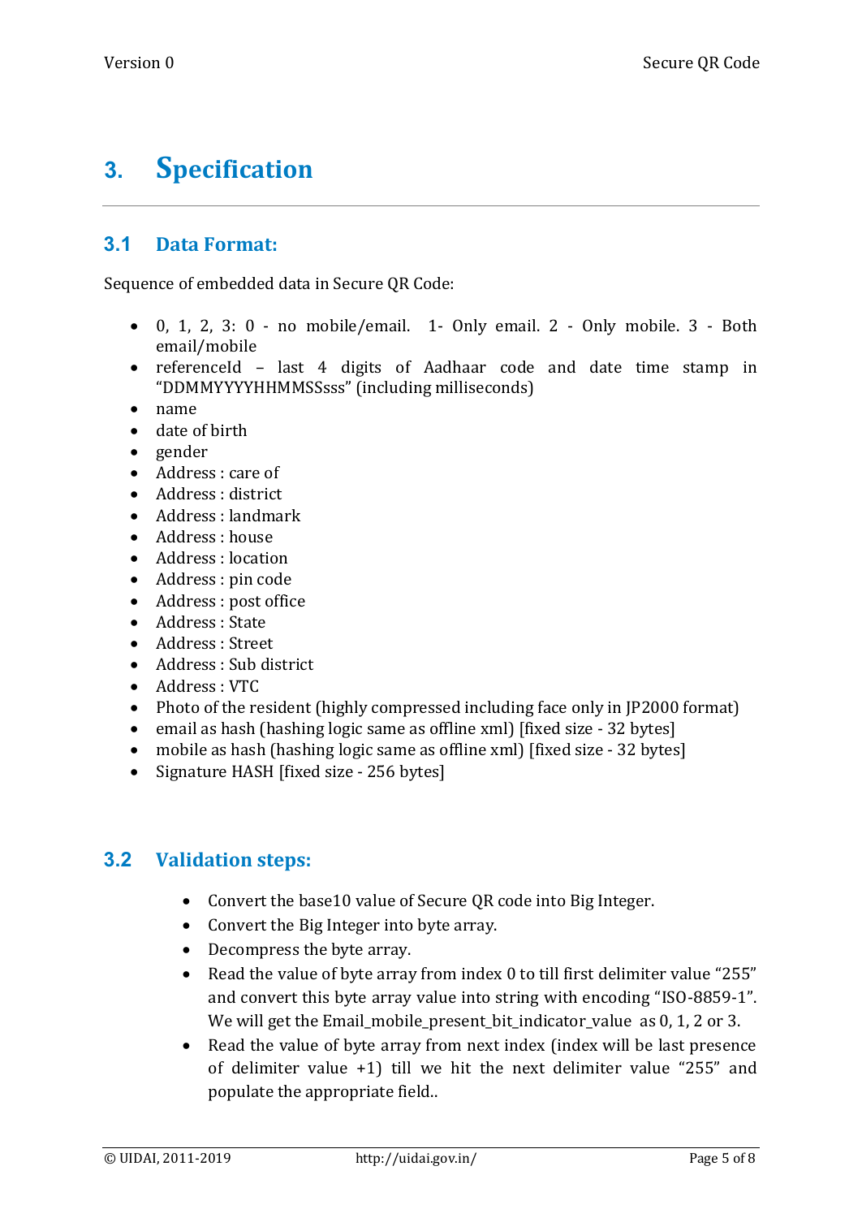# 3. Specification

## 3.1 Data Format:

Sequence of embedded data in Secure QR Code:

- 0, 1, 2, 3: 0 - no mobile/email. 1- Only email. 2 - Only mobile. 3 - Both email/mobile
- referenceId – last 4 digits of Aadhaar code and date time stamp in “DDMMYYYYHHMMSSsss” (including milliseconds)
- name
- date of birth
- gender
- Address : care of
- Address : district
- Address : landmark
- Address : house
- Address : location
- Address : pin code
- Address : post office
- Address : State
- Address : Street
- Address : Sub district
- Address : VTC
- Photo of the resident (highly compressed including face only in JP2000 format)
- email as hash (hashing logic same as offline xml) [fixed size - 32 bytes]
- mobile as hash (hashing logic same as offline xml) [fixed size - 32 bytes]
- Signature HASH [fixed size - 256 bytes]

## 3.2 Validation steps:

- Convert the base10 value of Secure QR code into Big Integer.
- Convert the Big Integer into byte array.
- Decompress the byte array.
- Read the value of byte array from index 0 to till first delimiter value “255” and convert this byte array value into string with encoding “ISO-8859-1”. We will get the Email_mobile_present_bit_indicator_value as 0, 1, 2 or 3.
- Read the value of byte array from next index (index will be last presence of delimiter value +1) till we hit the next delimiter value “255” and populate the appropriate field..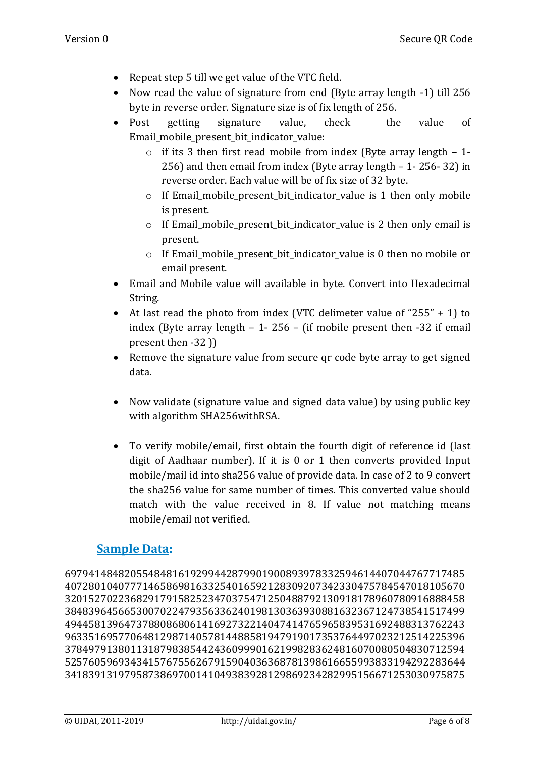- Repeat step 5 till we get value of the VTC field.
- Now read the value of signature from end (Byte array length -1) till 256 byte in reverse order. Signature size is of fix length of 256.
- Post getting signature value, check the value of Email_mobile_present_bit_indicator_value:
  - if its 3 then first read mobile from index (Byte array length – 1- 256) and then email from index (Byte array length – 1- 256- 32) in reverse order. Each value will be of fix size of 32 byte.
  - If Email_mobile_present_bit_indicator_value is 1 then only mobile is present.
  - If Email_mobile_present_bit_indicator_value is 2 then only email is present.
  - If Email_mobile_present_bit_indicator_value is 0 then no mobile or email present.
- Email and Mobile value will available in byte. Convert into Hexadecimal String.
- At last read the photo from index (VTC delimeter value of "255" + 1) to index (Byte array length – 1- 256 – (if mobile present then -32 if email present then -32 ))
- Remove the signature value from secure qr code byte array to get signed data.
- Now validate (signature value and signed data value) by using public key with algorithm SHA256withRSA.
- To verify mobile/email, first obtain the fourth digit of reference id (last digit of Aadhaar number). If it is 0 or 1 then converts provided Input mobile/mail id into sha256 value of provide data. In case of 2 to 9 convert the sha256 value for same number of times. This converted value should match with the value received in 8. If value not matching means mobile/email not verified.

## Sample Data:

6979414848205548481619299442879901900893978332594614407044767717485
4072801040777146586981633254016592128309207342330475784547018105670
3201527022368291791582523470375471250488792130918178960780916888458
3848396456653007022479356336240198130363930881632367124738541517499
4944581396473788086806141692732214047414765965839531692488313762243
9633516957706481298714057814488581947919017353764497023212514225396
3784979138011318798385442436099901621998283624816070080504830712594
5257605969343415767556267915904036368781398616655993833194292283644
3418391319795873869700141049383928129869234282995156671253030975875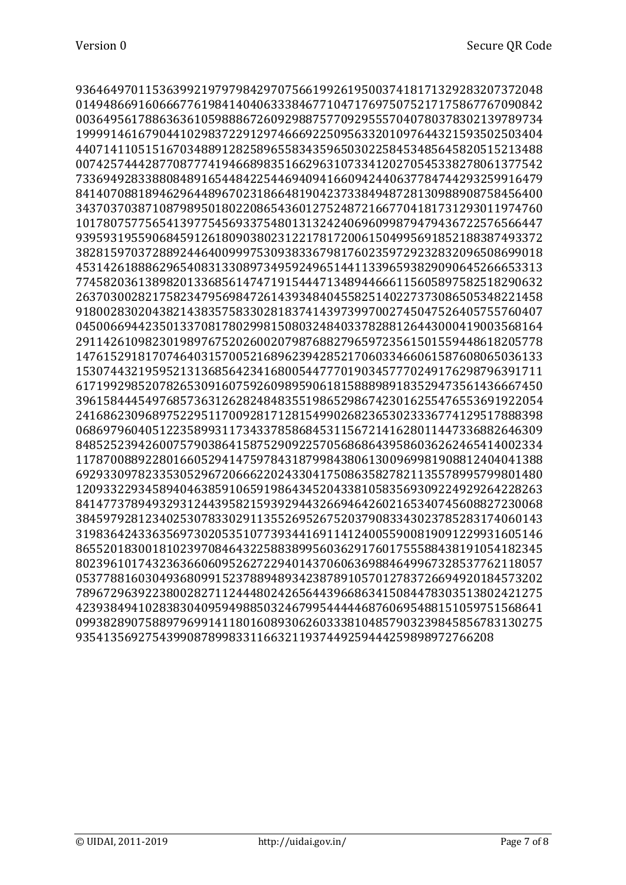9364649701153639921979798429707566199261950037418171329283207372048
0149486691606667761984140406333846771047176975075217175867767090842
0036495617886363610598886726092988757709295557040780378302139789734
1999914616790441029837229129746669225095633201097644321593502503404
4407141105151670348891282589655834359650302258453485645820515213488
0074257444287708777419466898351662963107334120270545338278061377542
7336949283388084891654484225446940941660942440637784744293259916479
8414070881894629644896702318664819042373384948728130988908758456400
3437037038710879895018022086543601275248721667704181731293011974760
1017807577565413977545693375480131324240696099879479436722576566447
9395931955906845912618090380231221781720061504995691852188387493372
3828159703728892446400999753093833679817602359729232832096508699018
4531426188862965408313308973495924965144113396593829090645266653313
7745820361389820133685614747191544471348944666115605897582518290632
2637030028217582347956984726143934840455825140227373086505348221458
9180028302043821438357583302818374143973997002745047526405755760407
0450066944235013370817802998150803248403378288126443000419003568164
2911426109823019897675202600207987688279659723561501559448618205778
1476152918170746403157005216896239428521706033466061587608065036133
1530744321959521313685642341680054477701903457770249176298796391711
6171992985207826530916075926098959061815888989183529473561436667450
3961584445497685736312628248483551986529867423016255476553691922054
2416862309689752295117009281712815499026823653023336774129517888398
0686979604051223589931173433785868453115672141628011447336882646309
8485252394260075790386415875290922570568686439586036262465414002334
1178700889228016605294147597843187998438061300969981908812404041388
6929330978233530529672066622024330417508635827821135578995799801480
1209332293458940463859106591986434520433810583569309224929264228263
8414773789493293124439582159392944326694642602165340745608827230068
3845979281234025307833029113552695267520379083343023785283174060143
3198364243363569730205351077393441691141240055900819091229931605146
8655201830018102397084643225883899560362917601755588438191054182345
8023961017432363660609526272294014370606369884649967328537762118057
0537788160304936809915237889489342387891057012783726694920184573202
7896729639223800282711244480242656443966863415084478303513802421275
4239384941028383040959498850324679954444468760695488151059751568641
0993828907588979699141180160893062603338104857903239845856783130275
935413569275439908789983311663211937449259444259898972766208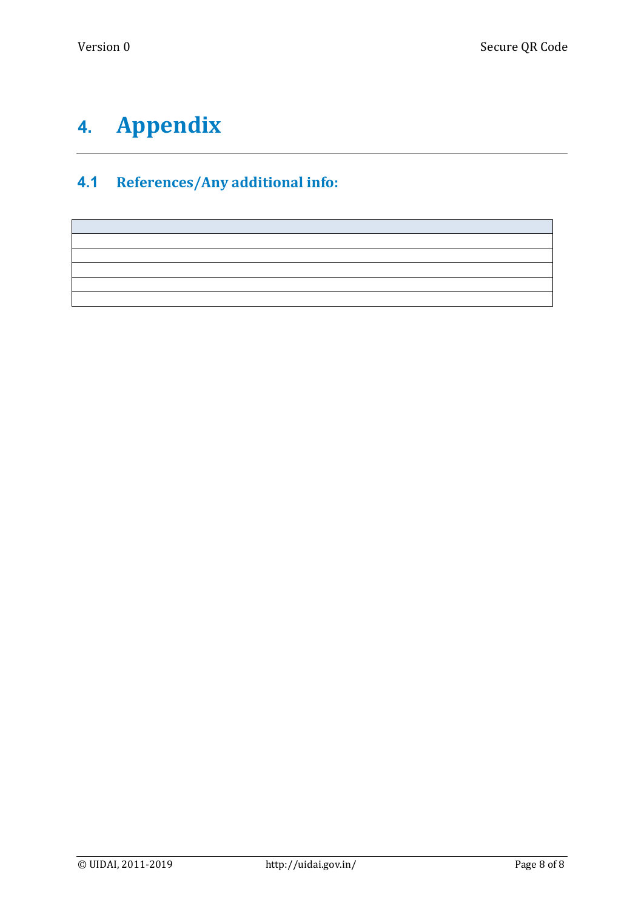# 4. Appendix

## 4.1 References/Any additional info:

| |
|---|
| |
| |
| |
| |
| |